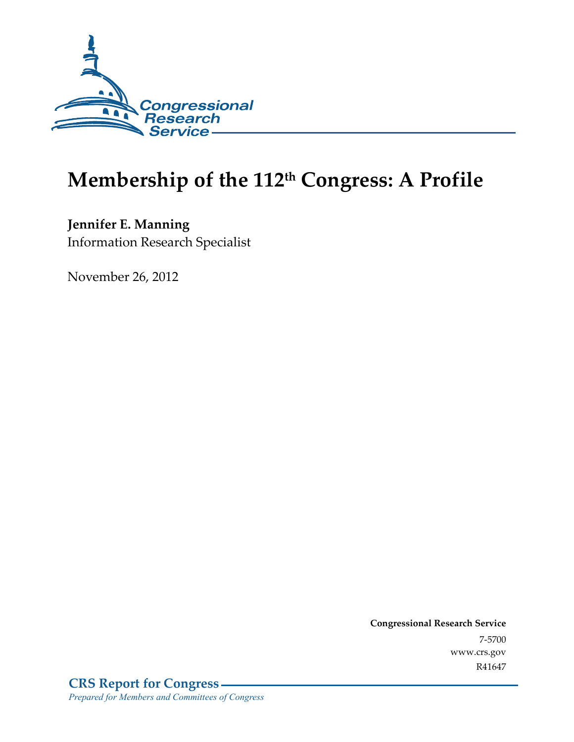Congressional Research Service

# Membership of the 112th Congress: A Profile

**Jennifer E. Manning**
Information Research Specialist

November 26, 2012

**Congressional Research Service**
7-5700
www.crs.gov
R41647

**CRS Report for Congress**
*Prepared for Members and Committees of Congress*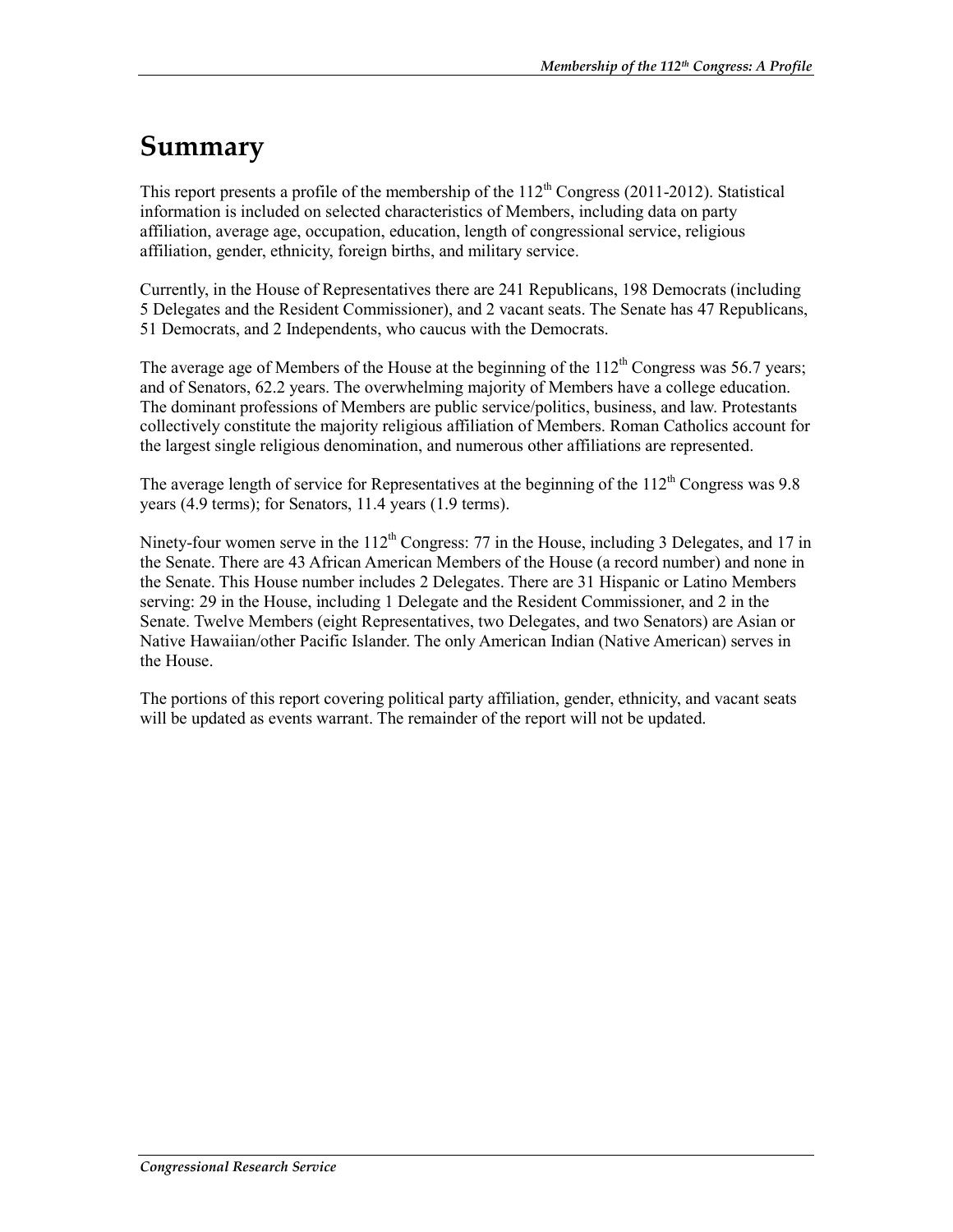# Summary

This report presents a profile of the membership of the 112th Congress (2011-2012). Statistical information is included on selected characteristics of Members, including data on party affiliation, average age, occupation, education, length of congressional service, religious affiliation, gender, ethnicity, foreign births, and military service.

Currently, in the House of Representatives there are 241 Republicans, 198 Democrats (including 5 Delegates and the Resident Commissioner), and 2 vacant seats. The Senate has 47 Republicans, 51 Democrats, and 2 Independents, who caucus with the Democrats.

The average age of Members of the House at the beginning of the 112th Congress was 56.7 years; and of Senators, 62.2 years. The overwhelming majority of Members have a college education. The dominant professions of Members are public service/politics, business, and law. Protestants collectively constitute the majority religious affiliation of Members. Roman Catholics account for the largest single religious denomination, and numerous other affiliations are represented.

The average length of service for Representatives at the beginning of the 112th Congress was 9.8 years (4.9 terms); for Senators, 11.4 years (1.9 terms).

Ninety-four women serve in the 112th Congress: 77 in the House, including 3 Delegates, and 17 in the Senate. There are 43 African American Members of the House (a record number) and none in the Senate. This House number includes 2 Delegates. There are 31 Hispanic or Latino Members serving: 29 in the House, including 1 Delegate and the Resident Commissioner, and 2 in the Senate. Twelve Members (eight Representatives, two Delegates, and two Senators) are Asian or Native Hawaiian/other Pacific Islander. The only American Indian (Native American) serves in the House.

The portions of this report covering political party affiliation, gender, ethnicity, and vacant seats will be updated as events warrant. The remainder of the report will not be updated.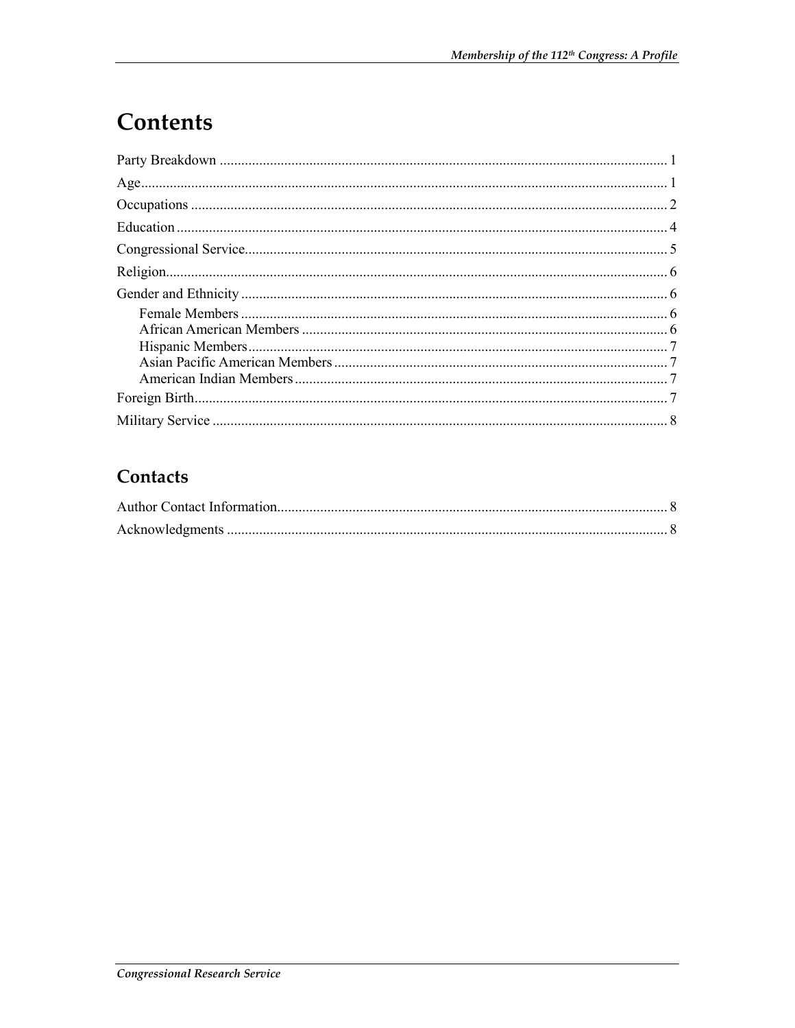# Contents

Party Breakdown ............................................................................................................................ 1

Age................................................................................................................................................. 1

Occupations .................................................................................................................................... 2

Education........................................................................................................................................ 4

Congressional Service..................................................................................................................... 5

Religion........................................................................................................................................... 6

Gender and Ethnicity ...................................................................................................................... 6

- Female Members ...................................................................................................................... 6
- African American Members ..................................................................................................... 6
- Hispanic Members.................................................................................................................... 7
- Asian Pacific American Members ............................................................................................ 7
- American Indian Members ....................................................................................................... 7

Foreign Birth................................................................................................................................... 7

Military Service .............................................................................................................................. 8

## Contacts

Author Contact Information............................................................................................................ 8

Acknowledgments .......................................................................................................................... 8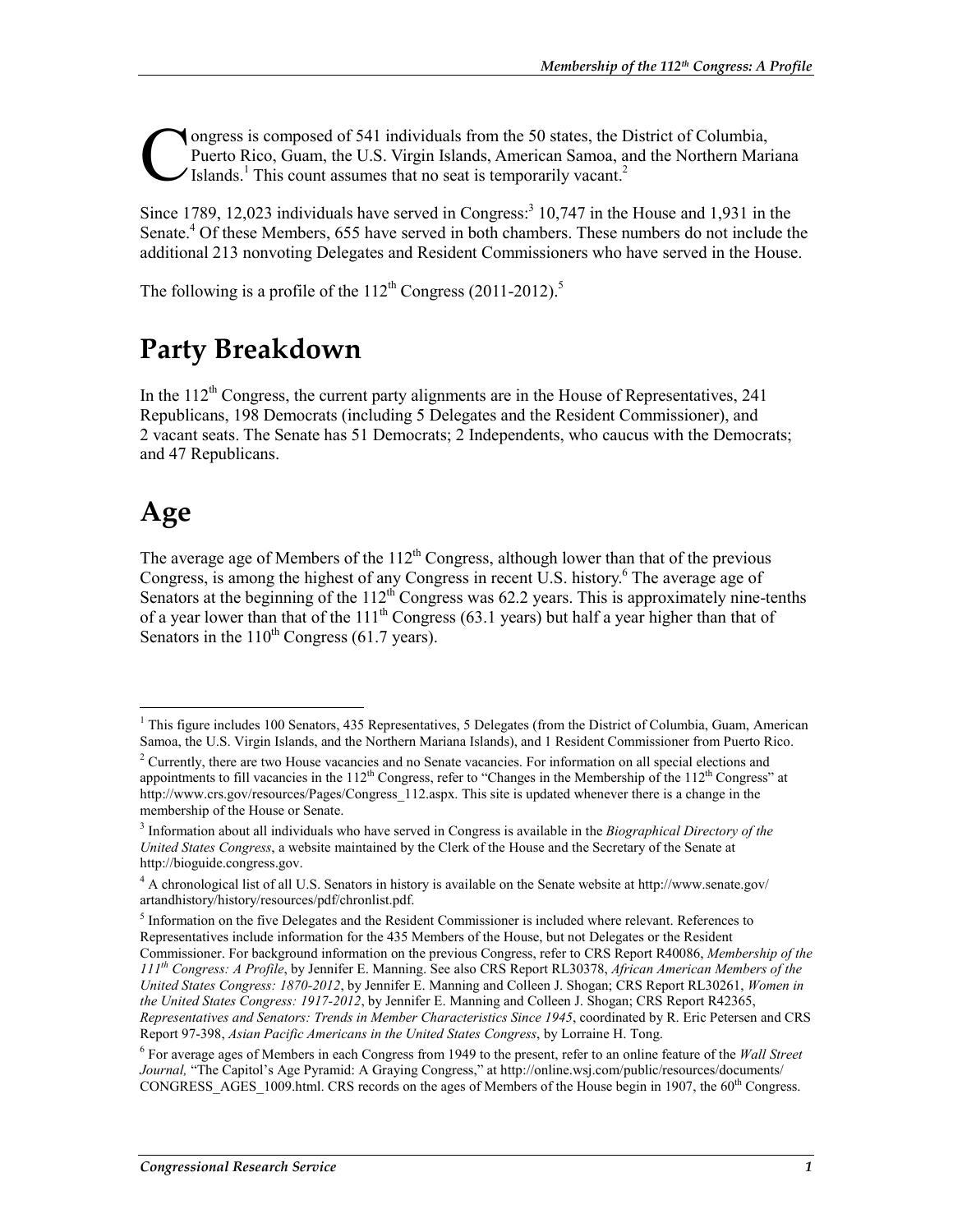Congress is composed of 541 individuals from the 50 states, the District of Columbia, Puerto Rico, Guam, the U.S. Virgin Islands, American Samoa, and the Northern Mariana Islands.[1] This count assumes that no seat is temporarily vacant.[2]

Since 1789, 12,023 individuals have served in Congress:[3] 10,747 in the House and 1,931 in the Senate.[4] Of these Members, 655 have served in both chambers. These numbers do not include the additional 213 nonvoting Delegates and Resident Commissioners who have served in the House.

The following is a profile of the 112th Congress (2011-2012).[5]

# Party Breakdown

In the 112th Congress, the current party alignments are in the House of Representatives, 241 Republicans, 198 Democrats (including 5 Delegates and the Resident Commissioner), and 2 vacant seats. The Senate has 51 Democrats; 2 Independents, who caucus with the Democrats; and 47 Republicans.

# Age

The average age of Members of the 112th Congress, although lower than that of the previous Congress, is among the highest of any Congress in recent U.S. history.[6] The average age of Senators at the beginning of the 112th Congress was 62.2 years. This is approximately nine-tenths of a year lower than that of the 111th Congress (63.1 years) but half a year higher than that of Senators in the 110th Congress (61.7 years).

---

[1] This figure includes 100 Senators, 435 Representatives, 5 Delegates (from the District of Columbia, Guam, American Samoa, the U.S. Virgin Islands, and the Northern Mariana Islands), and 1 Resident Commissioner from Puerto Rico.

[2] Currently, there are two House vacancies and no Senate vacancies. For information on all special elections and appointments to fill vacancies in the 112th Congress, refer to "Changes in the Membership of the 112th Congress" at http://www.crs.gov/resources/Pages/Congress_112.aspx. This site is updated whenever there is a change in the membership of the House or Senate.

[3] Information about all individuals who have served in Congress is available in the *Biographical Directory of the United States Congress*, a website maintained by the Clerk of the House and the Secretary of the Senate at http://bioguide.congress.gov.

[4] A chronological list of all U.S. Senators in history is available on the Senate website at http://www.senate.gov/artandhistory/history/resources/pdf/chronlist.pdf.

[5] Information on the five Delegates and the Resident Commissioner is included where relevant. References to Representatives include information for the 435 Members of the House, but not Delegates or the Resident Commissioner. For background information on the previous Congress, refer to CRS Report R40086, *Membership of the 111th Congress: A Profile*, by Jennifer E. Manning. See also CRS Report RL30378, *African American Members of the United States Congress: 1870-2012*, by Jennifer E. Manning and Colleen J. Shogan; CRS Report RL30261, *Women in the United States Congress: 1917-2012*, by Jennifer E. Manning and Colleen J. Shogan; CRS Report R42365, *Representatives and Senators: Trends in Member Characteristics Since 1945*, coordinated by R. Eric Petersen and CRS Report 97-398, *Asian Pacific Americans in the United States Congress*, by Lorraine H. Tong.

[6] For average ages of Members in each Congress from 1949 to the present, refer to an online feature of the *Wall Street Journal,* "The Capitol's Age Pyramid: A Graying Congress," at http://online.wsj.com/public/resources/documents/CONGRESS_AGES_1009.html. CRS records on the ages of Members of the House begin in 1907, the 60th Congress.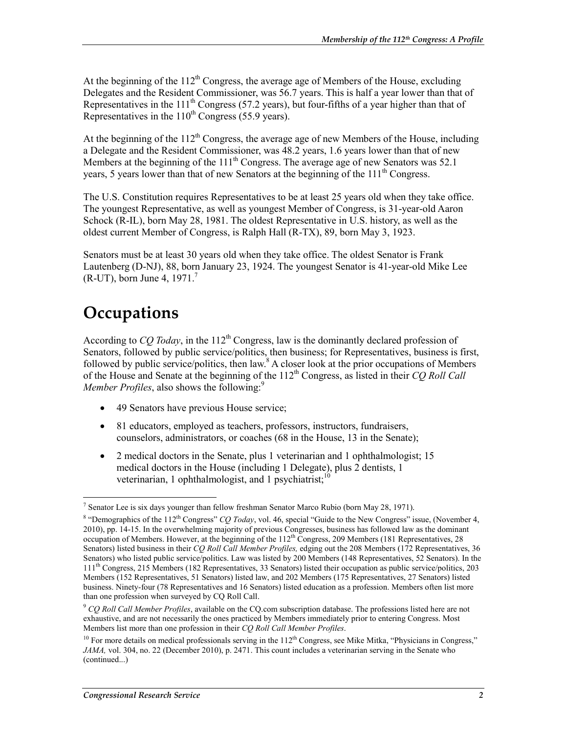At the beginning of the 112th Congress, the average age of Members of the House, excluding Delegates and the Resident Commissioner, was 56.7 years. This is half a year lower than that of Representatives in the 111th Congress (57.2 years), but four-fifths of a year higher than that of Representatives in the 110th Congress (55.9 years).

At the beginning of the 112th Congress, the average age of new Members of the House, including a Delegate and the Resident Commissioner, was 48.2 years, 1.6 years lower than that of new Members at the beginning of the 111th Congress. The average age of new Senators was 52.1 years, 5 years lower than that of new Senators at the beginning of the 111th Congress.

The U.S. Constitution requires Representatives to be at least 25 years old when they take office. The youngest Representative, as well as youngest Member of Congress, is 31-year-old Aaron Schock (R-IL), born May 28, 1981. The oldest Representative in U.S. history, as well as the oldest current Member of Congress, is Ralph Hall (R-TX), 89, born May 3, 1923.

Senators must be at least 30 years old when they take office. The oldest Senator is Frank Lautenberg (D-NJ), 88, born January 23, 1924. The youngest Senator is 41-year-old Mike Lee (R-UT), born June 4, 1971.[7]

# Occupations

According to *CQ Today*, in the 112th Congress, law is the dominantly declared profession of Senators, followed by public service/politics, then business; for Representatives, business is first, followed by public service/politics, then law.[8] A closer look at the prior occupations of Members of the House and Senate at the beginning of the 112th Congress, as listed in their *CQ Roll Call Member Profiles*, also shows the following:[9]

- 49 Senators have previous House service;
- 81 educators, employed as teachers, professors, instructors, fundraisers, counselors, administrators, or coaches (68 in the House, 13 in the Senate);
- 2 medical doctors in the Senate, plus 1 veterinarian and 1 ophthalmologist; 15 medical doctors in the House (including 1 Delegate), plus 2 dentists, 1 veterinarian, 1 ophthalmologist, and 1 psychiatrist;[10]

---

[7] Senator Lee is six days younger than fellow freshman Senator Marco Rubio (born May 28, 1971).

[8] "Demographics of the 112th Congress" *CQ Today*, vol. 46, special "Guide to the New Congress" issue, (November 4, 2010), pp. 14-15. In the overwhelming majority of previous Congresses, business has followed law as the dominant occupation of Members. However, at the beginning of the 112th Congress, 209 Members (181 Representatives, 28 Senators) listed business in their *CQ Roll Call Member Profiles,* edging out the 208 Members (172 Representatives, 36 Senators) who listed public service/politics. Law was listed by 200 Members (148 Representatives, 52 Senators). In the 111th Congress, 215 Members (182 Representatives, 33 Senators) listed their occupation as public service/politics, 203 Members (152 Representatives, 51 Senators) listed law, and 202 Members (175 Representatives, 27 Senators) listed business. Ninety-four (78 Representatives and 16 Senators) listed education as a profession. Members often list more than one profession when surveyed by CQ Roll Call.

[9] *CQ Roll Call Member Profiles*, available on the CQ.com subscription database. The professions listed here are not exhaustive, and are not necessarily the ones practiced by Members immediately prior to entering Congress. Most Members list more than one profession in their *CQ Roll Call Member Profiles*.

[10] For more details on medical professionals serving in the 112th Congress, see Mike Mitka, "Physicians in Congress," *JAMA,* vol. 304, no. 22 (December 2010), p. 2471. This count includes a veterinarian serving in the Senate who (continued...)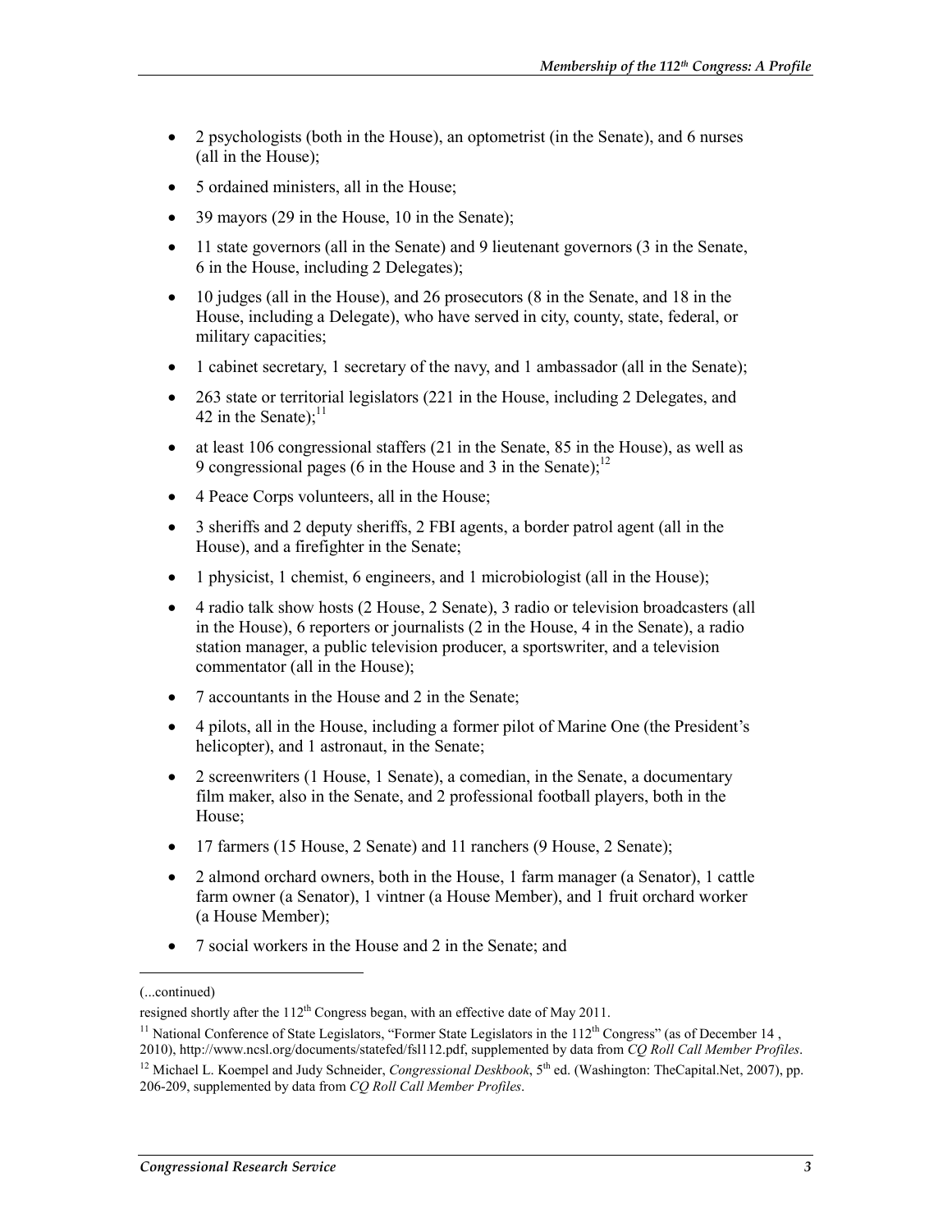- 2 psychologists (both in the House), an optometrist (in the Senate), and 6 nurses (all in the House);
- 5 ordained ministers, all in the House;
- 39 mayors (29 in the House, 10 in the Senate);
- 11 state governors (all in the Senate) and 9 lieutenant governors (3 in the Senate, 6 in the House, including 2 Delegates);
- 10 judges (all in the House), and 26 prosecutors (8 in the Senate, and 18 in the House, including a Delegate), who have served in city, county, state, federal, or military capacities;
- 1 cabinet secretary, 1 secretary of the navy, and 1 ambassador (all in the Senate);
- 263 state or territorial legislators (221 in the House, including 2 Delegates, and 42 in the Senate);[11]
- at least 106 congressional staffers (21 in the Senate, 85 in the House), as well as 9 congressional pages (6 in the House and 3 in the Senate);[12]
- 4 Peace Corps volunteers, all in the House;
- 3 sheriffs and 2 deputy sheriffs, 2 FBI agents, a border patrol agent (all in the House), and a firefighter in the Senate;
- 1 physicist, 1 chemist, 6 engineers, and 1 microbiologist (all in the House);
- 4 radio talk show hosts (2 House, 2 Senate), 3 radio or television broadcasters (all in the House), 6 reporters or journalists (2 in the House, 4 in the Senate), a radio station manager, a public television producer, a sportswriter, and a television commentator (all in the House);
- 7 accountants in the House and 2 in the Senate;
- 4 pilots, all in the House, including a former pilot of Marine One (the President's helicopter), and 1 astronaut, in the Senate;
- 2 screenwriters (1 House, 1 Senate), a comedian, in the Senate, a documentary film maker, also in the Senate, and 2 professional football players, both in the House;
- 17 farmers (15 House, 2 Senate) and 11 ranchers (9 House, 2 Senate);
- 2 almond orchard owners, both in the House, 1 farm manager (a Senator), 1 cattle farm owner (a Senator), 1 vintner (a House Member), and 1 fruit orchard worker (a House Member);
- 7 social workers in the House and 2 in the Senate; and

---

(...continued)

resigned shortly after the 112th Congress began, with an effective date of May 2011.

[11] National Conference of State Legislators, "Former State Legislators in the 112th Congress" (as of December 14 , 2010), http://www.ncsl.org/documents/statefed/fsl112.pdf, supplemented by data from *CQ Roll Call Member Profiles*.

[12] Michael L. Koempel and Judy Schneider, *Congressional Deskbook*, 5th ed. (Washington: TheCapital.Net, 2007), pp. 206-209, supplemented by data from *CQ Roll Call Member Profiles*.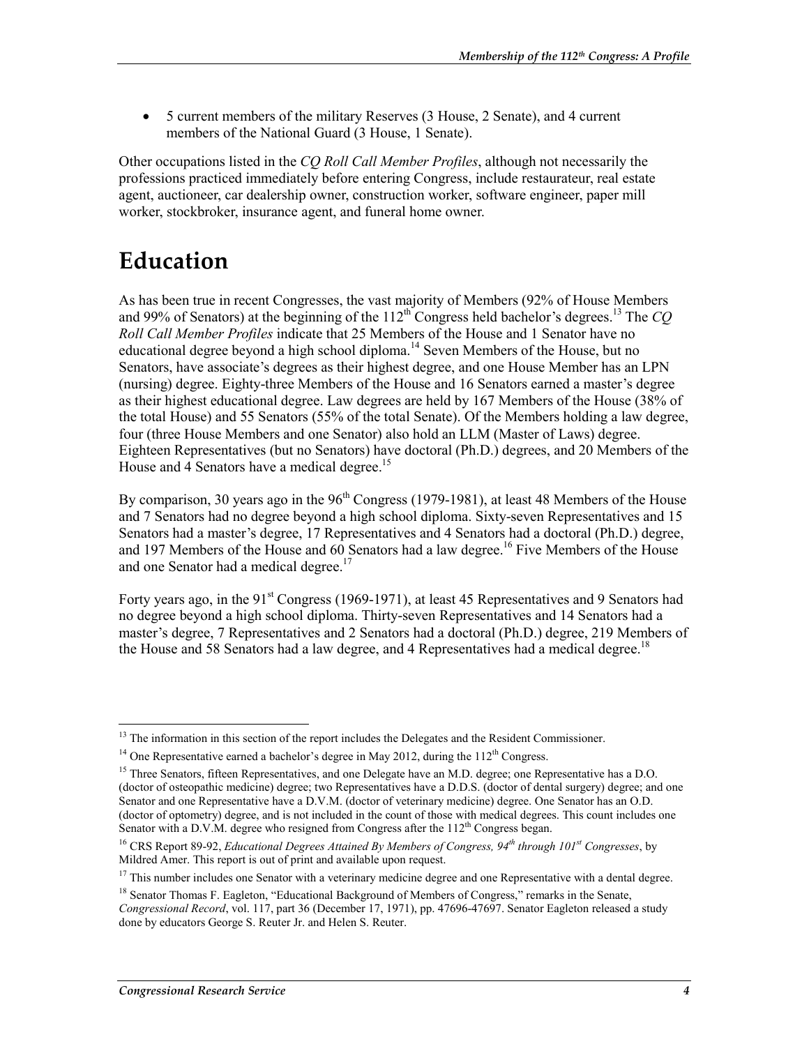- 5 current members of the military Reserves (3 House, 2 Senate), and 4 current members of the National Guard (3 House, 1 Senate).

Other occupations listed in the *CQ Roll Call Member Profiles*, although not necessarily the professions practiced immediately before entering Congress, include restaurateur, real estate agent, auctioneer, car dealership owner, construction worker, software engineer, paper mill worker, stockbroker, insurance agent, and funeral home owner.

# Education

As has been true in recent Congresses, the vast majority of Members (92% of House Members and 99% of Senators) at the beginning of the 112th Congress held bachelor's degrees.[13] The *CQ Roll Call Member Profiles* indicate that 25 Members of the House and 1 Senator have no educational degree beyond a high school diploma.[14] Seven Members of the House, but no Senators, have associate's degrees as their highest degree, and one House Member has an LPN (nursing) degree. Eighty-three Members of the House and 16 Senators earned a master's degree as their highest educational degree. Law degrees are held by 167 Members of the House (38% of the total House) and 55 Senators (55% of the total Senate). Of the Members holding a law degree, four (three House Members and one Senator) also hold an LLM (Master of Laws) degree. Eighteen Representatives (but no Senators) have doctoral (Ph.D.) degrees, and 20 Members of the House and 4 Senators have a medical degree.[15]

By comparison, 30 years ago in the 96th Congress (1979-1981), at least 48 Members of the House and 7 Senators had no degree beyond a high school diploma. Sixty-seven Representatives and 15 Senators had a master's degree, 17 Representatives and 4 Senators had a doctoral (Ph.D.) degree, and 197 Members of the House and 60 Senators had a law degree.[16] Five Members of the House and one Senator had a medical degree.[17]

Forty years ago, in the 91st Congress (1969-1971), at least 45 Representatives and 9 Senators had no degree beyond a high school diploma. Thirty-seven Representatives and 14 Senators had a master's degree, 7 Representatives and 2 Senators had a doctoral (Ph.D.) degree, 219 Members of the House and 58 Senators had a law degree, and 4 Representatives had a medical degree.[18]

---

[13] The information in this section of the report includes the Delegates and the Resident Commissioner.

[14] One Representative earned a bachelor's degree in May 2012, during the 112th Congress.

[15] Three Senators, fifteen Representatives, and one Delegate have an M.D. degree; one Representative has a D.O. (doctor of osteopathic medicine) degree; two Representatives have a D.D.S. (doctor of dental surgery) degree; and one Senator and one Representative have a D.V.M. (doctor of veterinary medicine) degree. One Senator has an O.D. (doctor of optometry) degree, and is not included in the count of those with medical degrees. This count includes one Senator with a D.V.M. degree who resigned from Congress after the 112th Congress began.

[16] CRS Report 89-92, *Educational Degrees Attained By Members of Congress, 94th through 101st Congresses*, by Mildred Amer. This report is out of print and available upon request.

[17] This number includes one Senator with a veterinary medicine degree and one Representative with a dental degree.

[18] Senator Thomas F. Eagleton, "Educational Background of Members of Congress," remarks in the Senate, *Congressional Record*, vol. 117, part 36 (December 17, 1971), pp. 47696-47697. Senator Eagleton released a study done by educators George S. Reuter Jr. and Helen S. Reuter.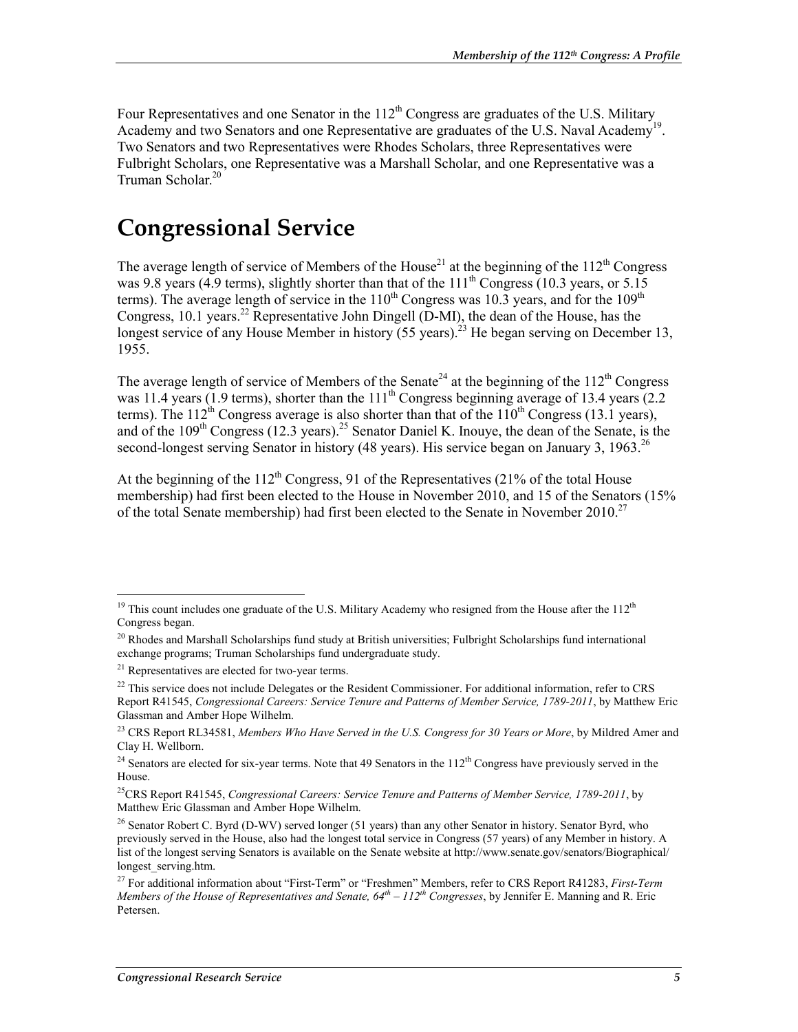Four Representatives and one Senator in the 112th Congress are graduates of the U.S. Military Academy and two Senators and one Representative are graduates of the U.S. Naval Academy[19]. Two Senators and two Representatives were Rhodes Scholars, three Representatives were Fulbright Scholars, one Representative was a Marshall Scholar, and one Representative was a Truman Scholar.[20]

# Congressional Service

The average length of service of Members of the House[21] at the beginning of the 112th Congress was 9.8 years (4.9 terms), slightly shorter than that of the 111th Congress (10.3 years, or 5.15 terms). The average length of service in the 110th Congress was 10.3 years, and for the 109th Congress, 10.1 years.[22] Representative John Dingell (D-MI), the dean of the House, has the longest service of any House Member in history (55 years).[23] He began serving on December 13, 1955.

The average length of service of Members of the Senate[24] at the beginning of the 112th Congress was 11.4 years (1.9 terms), shorter than the 111th Congress beginning average of 13.4 years (2.2 terms). The 112th Congress average is also shorter than that of the 110th Congress (13.1 years), and of the 109th Congress (12.3 years).[25] Senator Daniel K. Inouye, the dean of the Senate, is the second-longest serving Senator in history (48 years). His service began on January 3, 1963.[26]

At the beginning of the 112th Congress, 91 of the Representatives (21% of the total House membership) had first been elected to the House in November 2010, and 15 of the Senators (15% of the total Senate membership) had first been elected to the Senate in November 2010.[27]

---

[19] This count includes one graduate of the U.S. Military Academy who resigned from the House after the 112th Congress began.

[20] Rhodes and Marshall Scholarships fund study at British universities; Fulbright Scholarships fund international exchange programs; Truman Scholarships fund undergraduate study.

[21] Representatives are elected for two-year terms.

[22] This service does not include Delegates or the Resident Commissioner. For additional information, refer to CRS Report R41545, *Congressional Careers: Service Tenure and Patterns of Member Service, 1789-2011*, by Matthew Eric Glassman and Amber Hope Wilhelm.

[23] CRS Report RL34581, *Members Who Have Served in the U.S. Congress for 30 Years or More*, by Mildred Amer and Clay H. Wellborn.

[24] Senators are elected for six-year terms. Note that 49 Senators in the 112th Congress have previously served in the House.

[25] CRS Report R41545, *Congressional Careers: Service Tenure and Patterns of Member Service, 1789-2011*, by Matthew Eric Glassman and Amber Hope Wilhelm.

[26] Senator Robert C. Byrd (D-WV) served longer (51 years) than any other Senator in history. Senator Byrd, who previously served in the House, also had the longest total service in Congress (57 years) of any Member in history. A list of the longest serving Senators is available on the Senate website at http://www.senate.gov/senators/Biographical/longest_serving.htm.

[27] For additional information about "First-Term" or "Freshmen" Members, refer to CRS Report R41283, *First-Term Members of the House of Representatives and Senate, 64th – 112th Congresses*, by Jennifer E. Manning and R. Eric Petersen.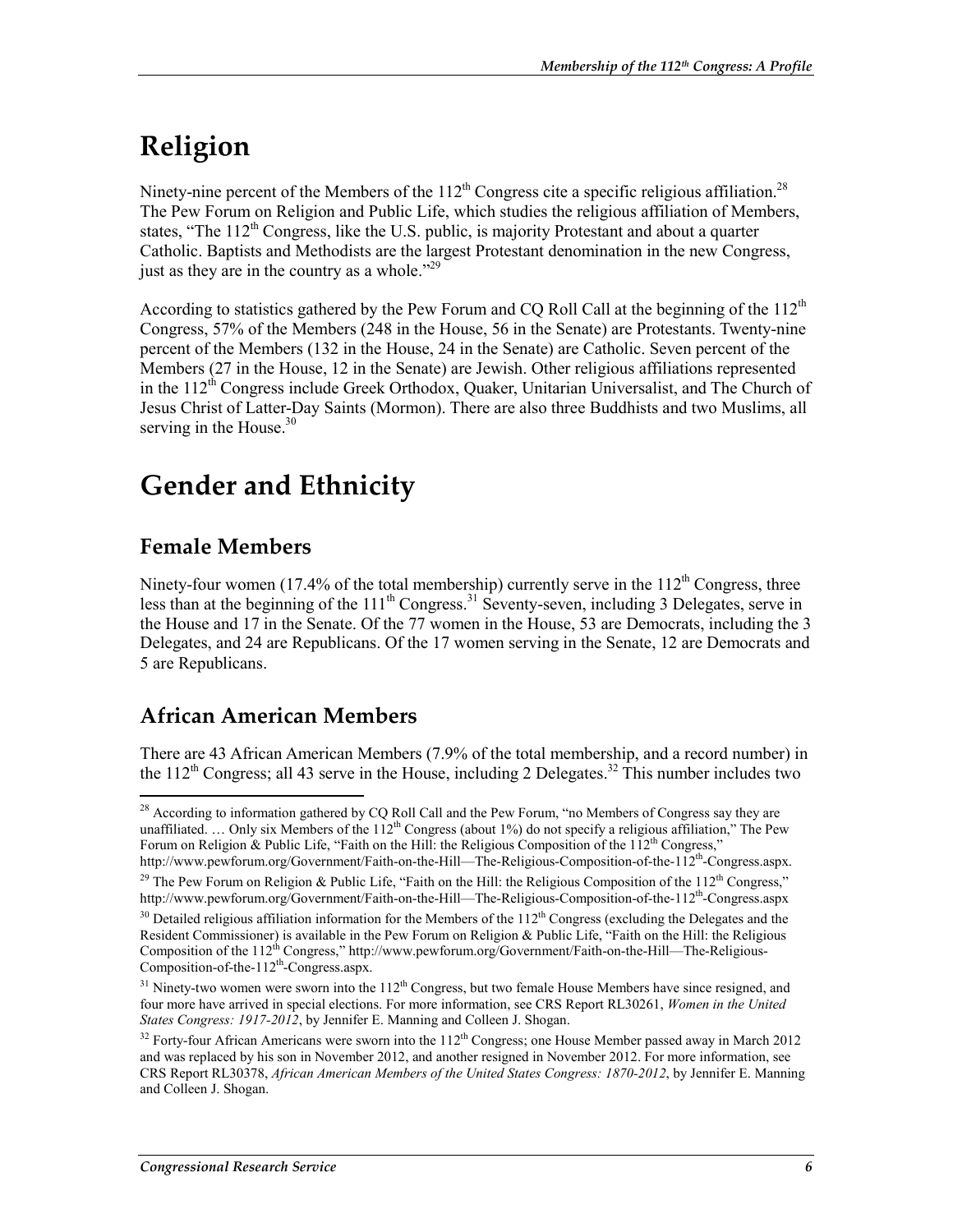# Religion

Ninety-nine percent of the Members of the 112th Congress cite a specific religious affiliation.[28] The Pew Forum on Religion and Public Life, which studies the religious affiliation of Members, states, "The 112th Congress, like the U.S. public, is majority Protestant and about a quarter Catholic. Baptists and Methodists are the largest Protestant denomination in the new Congress, just as they are in the country as a whole."[29]

According to statistics gathered by the Pew Forum and CQ Roll Call at the beginning of the 112th Congress, 57% of the Members (248 in the House, 56 in the Senate) are Protestants. Twenty-nine percent of the Members (132 in the House, 24 in the Senate) are Catholic. Seven percent of the Members (27 in the House, 12 in the Senate) are Jewish. Other religious affiliations represented in the 112th Congress include Greek Orthodox, Quaker, Unitarian Universalist, and The Church of Jesus Christ of Latter-Day Saints (Mormon). There are also three Buddhists and two Muslims, all serving in the House.[30]

# Gender and Ethnicity

## Female Members

Ninety-four women (17.4% of the total membership) currently serve in the 112th Congress, three less than at the beginning of the 111th Congress.[31] Seventy-seven, including 3 Delegates, serve in the House and 17 in the Senate. Of the 77 women in the House, 53 are Democrats, including the 3 Delegates, and 24 are Republicans. Of the 17 women serving in the Senate, 12 are Democrats and 5 are Republicans.

## African American Members

There are 43 African American Members (7.9% of the total membership, and a record number) in the 112th Congress; all 43 serve in the House, including 2 Delegates.[32] This number includes two

---

[28] According to information gathered by CQ Roll Call and the Pew Forum, "no Members of Congress say they are unaffiliated. … Only six Members of the 112th Congress (about 1%) do not specify a religious affiliation," The Pew Forum on Religion & Public Life, "Faith on the Hill: the Religious Composition of the 112th Congress," http://www.pewforum.org/Government/Faith-on-the-Hill—The-Religious-Composition-of-the-112th-Congress.aspx.

[29] The Pew Forum on Religion & Public Life, "Faith on the Hill: the Religious Composition of the 112th Congress," http://www.pewforum.org/Government/Faith-on-the-Hill—The-Religious-Composition-of-the-112th-Congress.aspx

[30] Detailed religious affiliation information for the Members of the 112th Congress (excluding the Delegates and the Resident Commissioner) is available in the Pew Forum on Religion & Public Life, "Faith on the Hill: the Religious Composition of the 112th Congress," http://www.pewforum.org/Government/Faith-on-the-Hill—The-Religious-Composition-of-the-112th-Congress.aspx.

[31] Ninety-two women were sworn into the 112th Congress, but two female House Members have since resigned, and four more have arrived in special elections. For more information, see CRS Report RL30261, *Women in the United States Congress: 1917-2012*, by Jennifer E. Manning and Colleen J. Shogan.

[32] Forty-four African Americans were sworn into the 112th Congress; one House Member passed away in March 2012 and was replaced by his son in November 2012, and another resigned in November 2012. For more information, see CRS Report RL30378, *African American Members of the United States Congress: 1870-2012*, by Jennifer E. Manning and Colleen J. Shogan.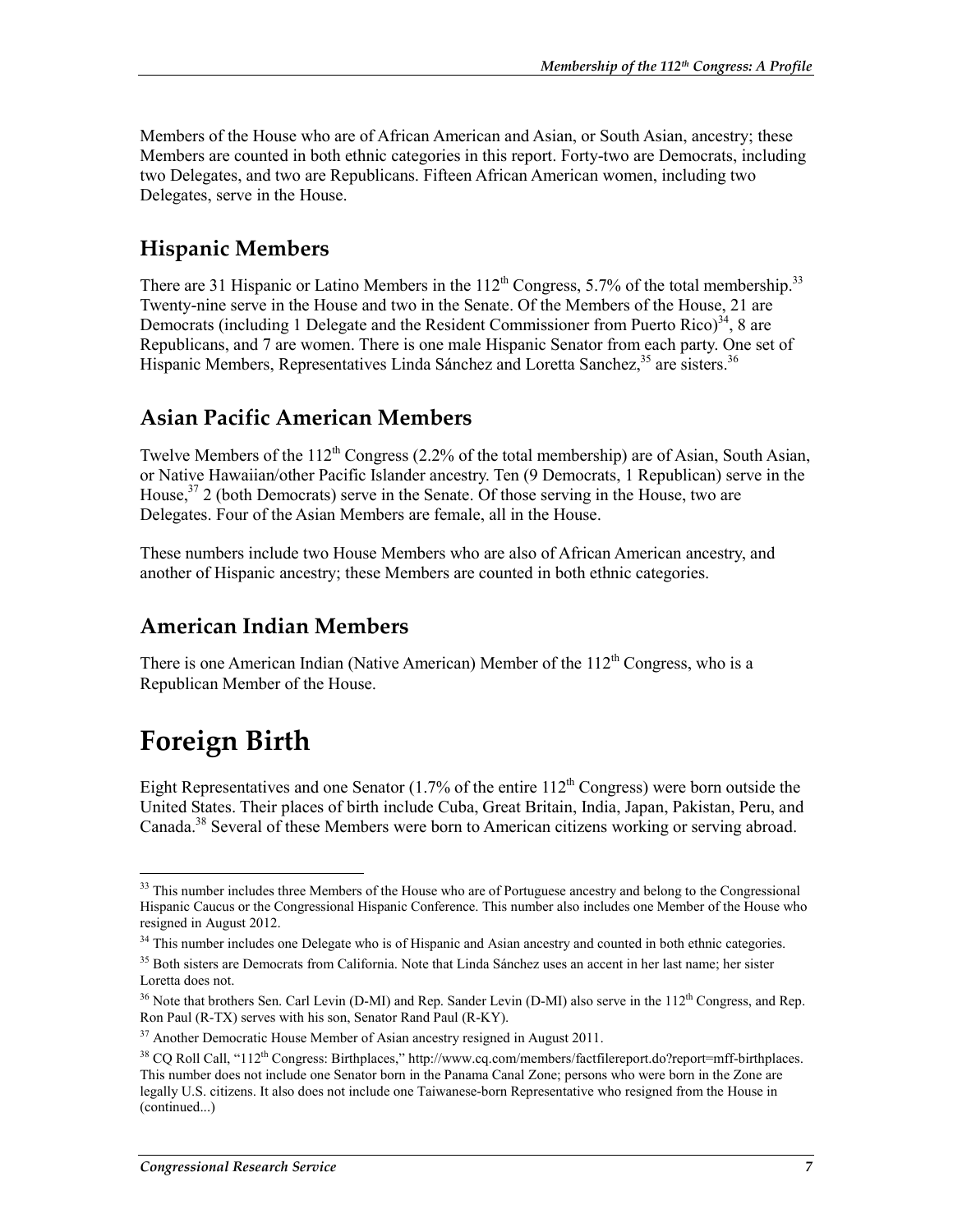Members of the House who are of African American and Asian, or South Asian, ancestry; these Members are counted in both ethnic categories in this report. Forty-two are Democrats, including two Delegates, and two are Republicans. Fifteen African American women, including two Delegates, serve in the House.

## Hispanic Members

There are 31 Hispanic or Latino Members in the 112th Congress, 5.7% of the total membership.[33] Twenty-nine serve in the House and two in the Senate. Of the Members of the House, 21 are Democrats (including 1 Delegate and the Resident Commissioner from Puerto Rico)[34], 8 are Republicans, and 7 are women. There is one male Hispanic Senator from each party. One set of Hispanic Members, Representatives Linda Sánchez and Loretta Sanchez,[35] are sisters.[36]

## Asian Pacific American Members

Twelve Members of the 112th Congress (2.2% of the total membership) are of Asian, South Asian, or Native Hawaiian/other Pacific Islander ancestry. Ten (9 Democrats, 1 Republican) serve in the House,[37] 2 (both Democrats) serve in the Senate. Of those serving in the House, two are Delegates. Four of the Asian Members are female, all in the House.

These numbers include two House Members who are also of African American ancestry, and another of Hispanic ancestry; these Members are counted in both ethnic categories.

## American Indian Members

There is one American Indian (Native American) Member of the 112th Congress, who is a Republican Member of the House.

# Foreign Birth

Eight Representatives and one Senator (1.7% of the entire 112th Congress) were born outside the United States. Their places of birth include Cuba, Great Britain, India, Japan, Pakistan, Peru, and Canada.[38] Several of these Members were born to American citizens working or serving abroad.

---

[33] This number includes three Members of the House who are of Portuguese ancestry and belong to the Congressional Hispanic Caucus or the Congressional Hispanic Conference. This number also includes one Member of the House who resigned in August 2012.

[34] This number includes one Delegate who is of Hispanic and Asian ancestry and counted in both ethnic categories.

[35] Both sisters are Democrats from California. Note that Linda Sánchez uses an accent in her last name; her sister Loretta does not.

[36] Note that brothers Sen. Carl Levin (D-MI) and Rep. Sander Levin (D-MI) also serve in the 112th Congress, and Rep. Ron Paul (R-TX) serves with his son, Senator Rand Paul (R-KY).

[37] Another Democratic House Member of Asian ancestry resigned in August 2011.

[38] CQ Roll Call, "112th Congress: Birthplaces," http://www.cq.com/members/factfilereport.do?report=mff-birthplaces. This number does not include one Senator born in the Panama Canal Zone; persons who were born in the Zone are legally U.S. citizens. It also does not include one Taiwanese-born Representative who resigned from the House in (continued...)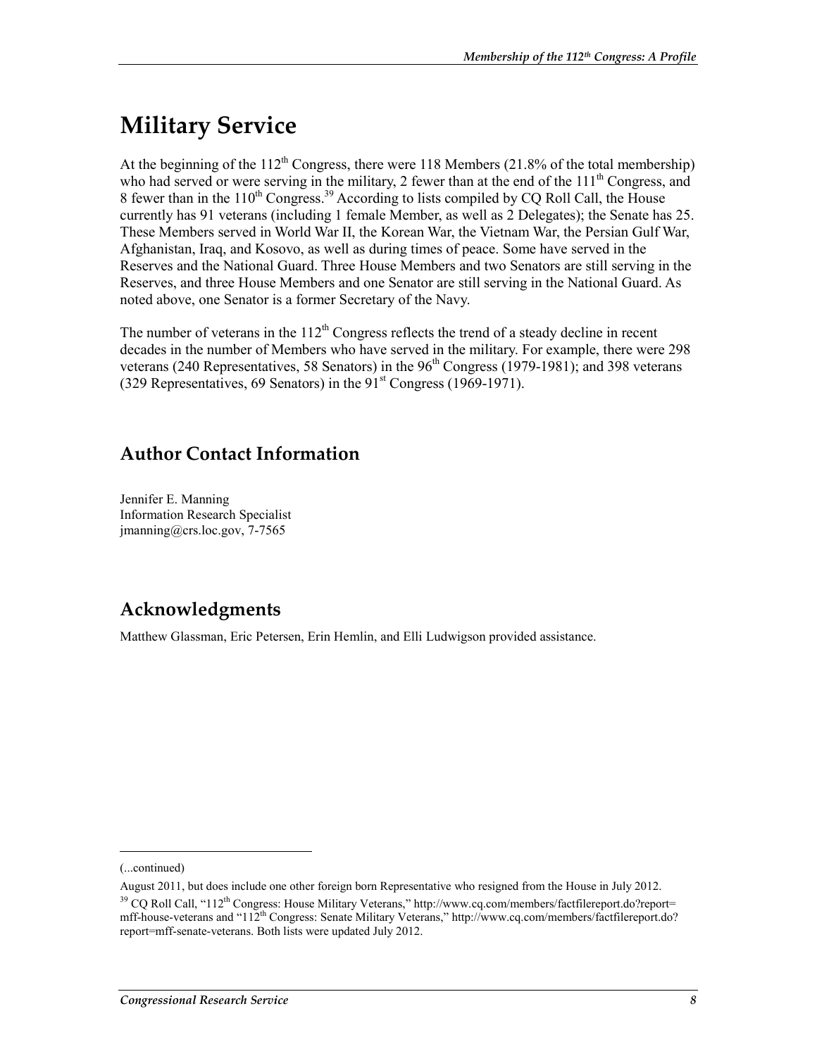# Military Service

At the beginning of the 112th Congress, there were 118 Members (21.8% of the total membership) who had served or were serving in the military, 2 fewer than at the end of the 111th Congress, and 8 fewer than in the 110th Congress.[39] According to lists compiled by CQ Roll Call, the House currently has 91 veterans (including 1 female Member, as well as 2 Delegates); the Senate has 25. These Members served in World War II, the Korean War, the Vietnam War, the Persian Gulf War, Afghanistan, Iraq, and Kosovo, as well as during times of peace. Some have served in the Reserves and the National Guard. Three House Members and two Senators are still serving in the Reserves, and three House Members and one Senator are still serving in the National Guard. As noted above, one Senator is a former Secretary of the Navy.

The number of veterans in the 112th Congress reflects the trend of a steady decline in recent decades in the number of Members who have served in the military. For example, there were 298 veterans (240 Representatives, 58 Senators) in the 96th Congress (1979-1981); and 398 veterans (329 Representatives, 69 Senators) in the 91st Congress (1969-1971).

## Author Contact Information

Jennifer E. Manning
Information Research Specialist
jmanning@crs.loc.gov, 7-7565

## Acknowledgments

Matthew Glassman, Eric Petersen, Erin Hemlin, and Elli Ludwigson provided assistance.

---

(...continued)

August 2011, but does include one other foreign born Representative who resigned from the House in July 2012.

[39] CQ Roll Call, "112th Congress: House Military Veterans," http://www.cq.com/members/factfilereport.do?report=mff-house-veterans and "112th Congress: Senate Military Veterans," http://www.cq.com/members/factfilereport.do?report=mff-senate-veterans. Both lists were updated July 2012.